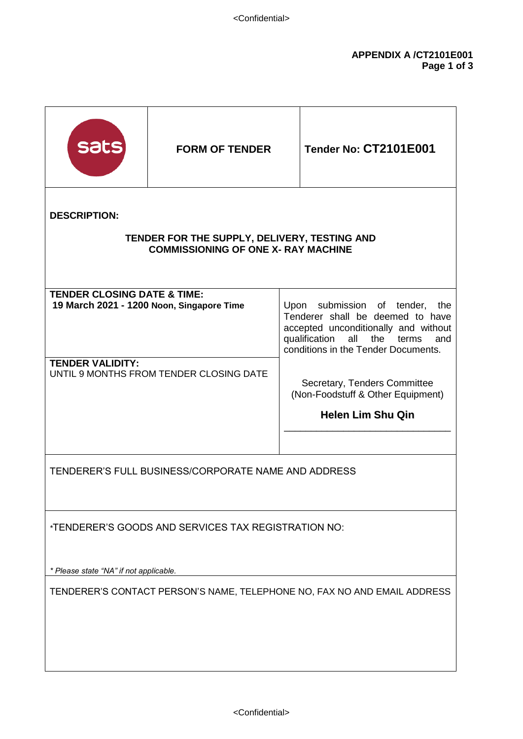<Confidential>

**APPENDIX A /CT2101E001**

| sats | **FORM OF TENDER** | **Tender No: CT2101E001** |
|---|---|---|
| **DESCRIPTION:**<br><br>**TENDER FOR THE SUPPLY, DELIVERY, TESTING AND COMMISSIONING OF ONE X- RAY MACHINE** | | |
| **TENDER CLOSING DATE & TIME:**<br>**19 March 2021 - 1200 Noon, Singapore Time** | Upon submission of tender, the Tenderer shall be deemed to have accepted unconditionally and without qualification all the terms and conditions in the Tender Documents. | |
| **TENDER VALIDITY:**<br>UNTIL 9 MONTHS FROM TENDER CLOSING DATE | Secretary, Tenders Committee<br>(Non-Foodstuff & Other Equipment)<br><br>**Helen Lim Shu Qin**<br>\_\_\_\_\_\_\_\_\_\_\_\_\_\_\_\_\_\_\_\_\_\_\_\_\_\_\_\_\_ | |
| TENDERER'S FULL BUSINESS/CORPORATE NAME AND ADDRESS | | |
| *TENDERER'S GOODS AND SERVICES TAX REGISTRATION NO:<br><br>*\* Please state "NA" if not applicable.* | | |
| TENDERER'S CONTACT PERSON'S NAME, TELEPHONE NO, FAX NO AND EMAIL ADDRESS | | |

<Confidential>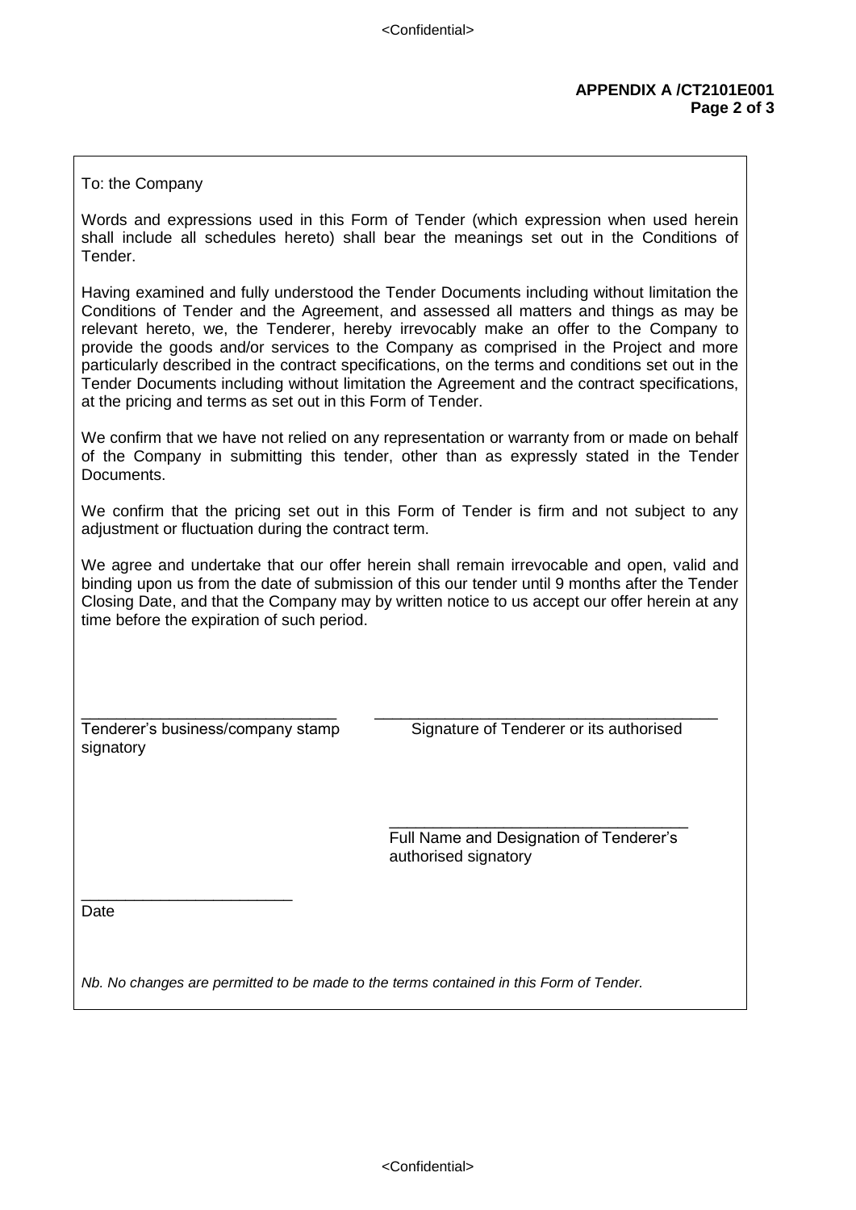To: the Company

Words and expressions used in this Form of Tender (which expression when used herein shall include all schedules hereto) shall bear the meanings set out in the Conditions of Tender.

Having examined and fully understood the Tender Documents including without limitation the Conditions of Tender and the Agreement, and assessed all matters and things as may be relevant hereto, we, the Tenderer, hereby irrevocably make an offer to the Company to provide the goods and/or services to the Company as comprised in the Project and more particularly described in the contract specifications, on the terms and conditions set out in the Tender Documents including without limitation the Agreement and the contract specifications, at the pricing and terms as set out in this Form of Tender.

We confirm that we have not relied on any representation or warranty from or made on behalf of the Company in submitting this tender, other than as expressly stated in the Tender Documents.

We confirm that the pricing set out in this Form of Tender is firm and not subject to any adjustment or fluctuation during the contract term.

We agree and undertake that our offer herein shall remain irrevocable and open, valid and binding upon us from the date of submission of this our tender until 9 months after the Tender Closing Date, and that the Company may by written notice to us accept our offer herein at any time before the expiration of such period.

| ______________________________ | ______________________________ |
|---|---|
| Tenderer's business/company stamp | Signature of Tenderer or its authorised signatory |

______________________________

Full Name and Designation of Tenderer's authorised signatory

______________________________

Date

*Nb. No changes are permitted to be made to the terms contained in this Form of Tender.*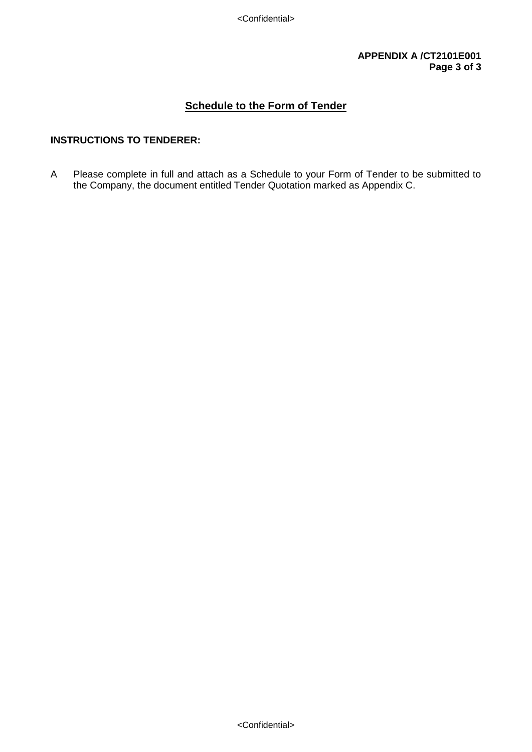## Schedule to the Form of Tender

**INSTRUCTIONS TO TENDERER:**

A Please complete in full and attach as a Schedule to your Form of Tender to be submitted to the Company, the document entitled Tender Quotation marked as Appendix C.